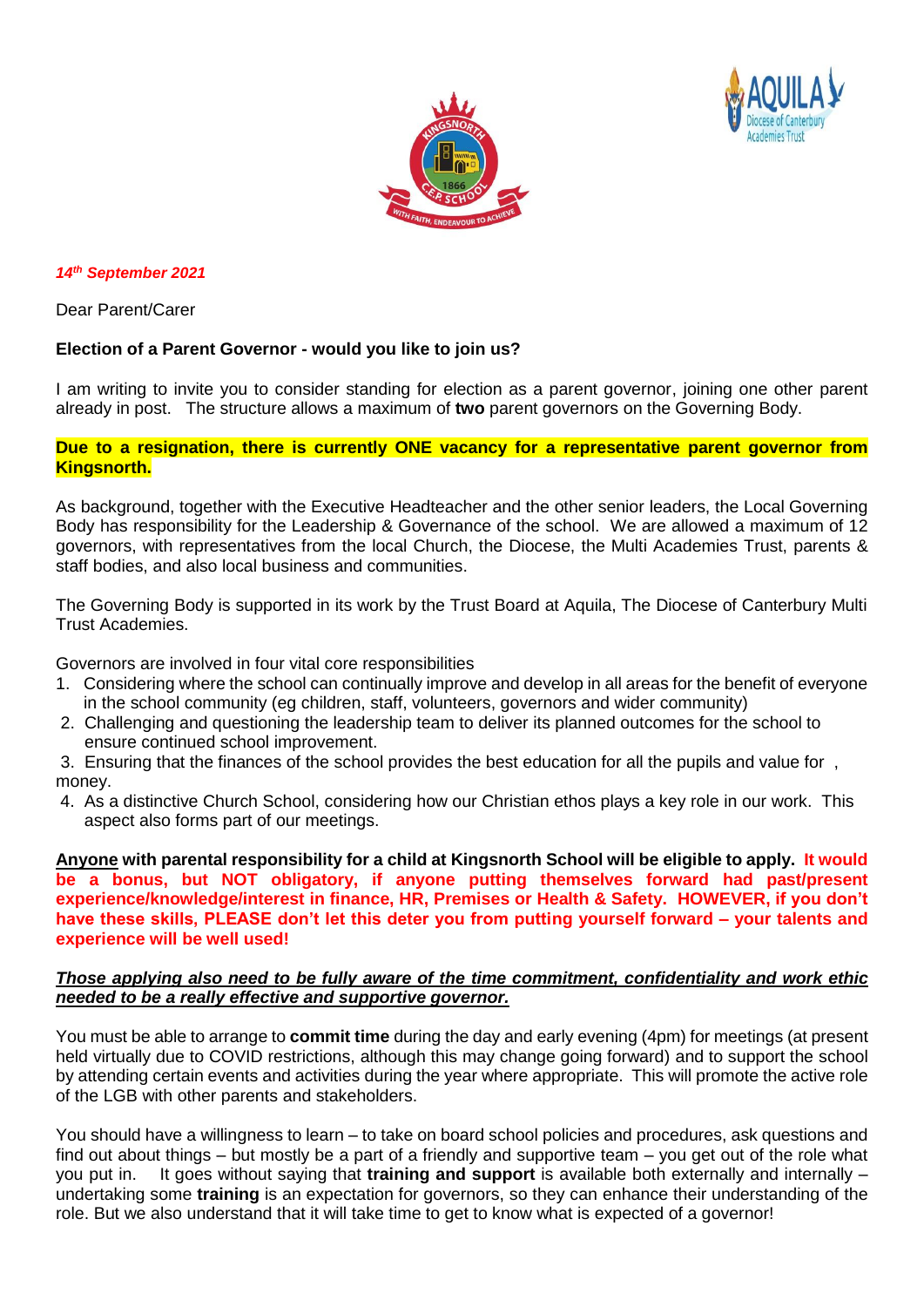*14th September 2021*

Dear Parent/Carer

**Election of a Parent Governor - would you like to join us?**

I am writing to invite you to consider standing for election as a parent governor, joining one other parent already in post. The structure allows a maximum of **two** parent governors on the Governing Body.

**Due to a resignation, there is currently ONE vacancy for a representative parent governor from Kingsnorth.**

As background, together with the Executive Headteacher and the other senior leaders, the Local Governing Body has responsibility for the Leadership & Governance of the school. We are allowed a maximum of 12 governors, with representatives from the local Church, the Diocese, the Multi Academies Trust, parents & staff bodies, and also local business and communities.

The Governing Body is supported in its work by the Trust Board at Aquila, The Diocese of Canterbury Multi Trust Academies.

Governors are involved in four vital core responsibilities

1. Considering where the school can continually improve and develop in all areas for the benefit of everyone in the school community (eg children, staff, volunteers, governors and wider community)
2. Challenging and questioning the leadership team to deliver its planned outcomes for the school to ensure continued school improvement.
3. Ensuring that the finances of the school provides the best education for all the pupils and value for , money.
4. As a distinctive Church School, considering how our Christian ethos plays a key role in our work. This aspect also forms part of our meetings.

**Anyone with parental responsibility for a child at Kingsnorth School will be eligible to apply. It would be a bonus, but NOT obligatory, if anyone putting themselves forward had past/present experience/knowledge/interest in finance, HR, Premises or Health & Safety. HOWEVER, if you don't have these skills, PLEASE don't let this deter you from putting yourself forward – your talents and experience will be well used!**

***Those applying also need to be fully aware of the time commitment, confidentiality and work ethic needed to be a really effective and supportive governor.***

You must be able to arrange to **commit time** during the day and early evening (4pm) for meetings (at present held virtually due to COVID restrictions, although this may change going forward) and to support the school by attending certain events and activities during the year where appropriate. This will promote the active role of the LGB with other parents and stakeholders.

You should have a willingness to learn – to take on board school policies and procedures, ask questions and find out about things – but mostly be a part of a friendly and supportive team – you get out of the role what you put in. It goes without saying that **training and support** is available both externally and internally – undertaking some **training** is an expectation for governors, so they can enhance their understanding of the role. But we also understand that it will take time to get to know what is expected of a governor!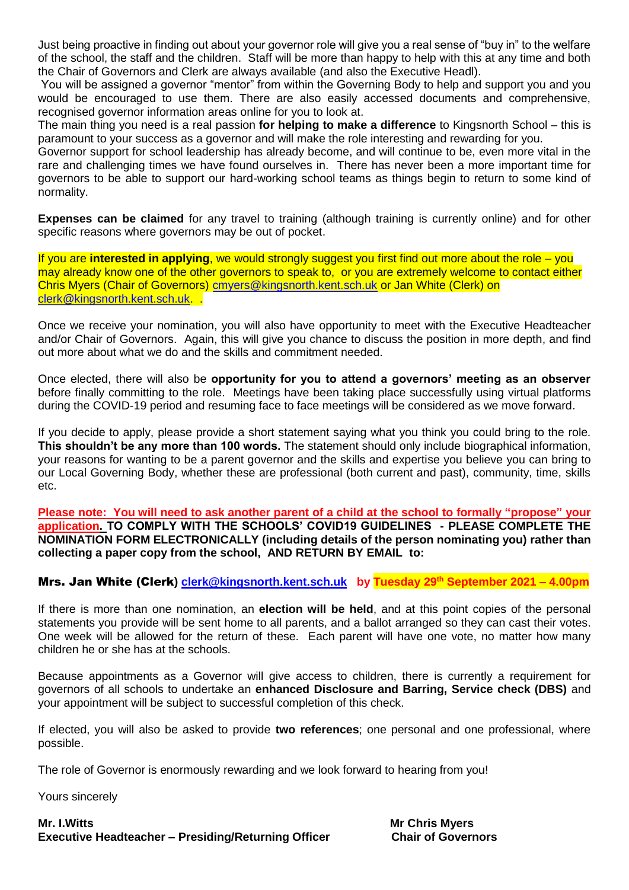Just being proactive in finding out about your governor role will give you a real sense of "buy in" to the welfare of the school, the staff and the children. Staff will be more than happy to help with this at any time and both the Chair of Governors and Clerk are always available (and also the Executive Headl).

You will be assigned a governor "mentor" from within the Governing Body to help and support you and you would be encouraged to use them. There are also easily accessed documents and comprehensive, recognised governor information areas online for you to look at.

The main thing you need is a real passion **for helping to make a difference** to Kingsnorth School – this is paramount to your success as a governor and will make the role interesting and rewarding for you.

Governor support for school leadership has already become, and will continue to be, even more vital in the rare and challenging times we have found ourselves in. There has never been a more important time for governors to be able to support our hard-working school teams as things begin to return to some kind of normality.

**Expenses can be claimed** for any travel to training (although training is currently online) and for other specific reasons where governors may be out of pocket.

If you are **interested in applying**, we would strongly suggest you first find out more about the role – you may already know one of the other governors to speak to, or you are extremely welcome to contact either Chris Myers (Chair of Governors) cmyers@kingsnorth.kent.sch.uk or Jan White (Clerk) on clerk@kingsnorth.kent.sch.uk. .

Once we receive your nomination, you will also have opportunity to meet with the Executive Headteacher and/or Chair of Governors. Again, this will give you chance to discuss the position in more depth, and find out more about what we do and the skills and commitment needed.

Once elected, there will also be **opportunity for you to attend a governors' meeting as an observer** before finally committing to the role. Meetings have been taking place successfully using virtual platforms during the COVID-19 period and resuming face to face meetings will be considered as we move forward.

If you decide to apply, please provide a short statement saying what you think you could bring to the role. **This shouldn't be any more than 100 words.** The statement should only include biographical information, your reasons for wanting to be a parent governor and the skills and expertise you believe you can bring to our Local Governing Body, whether these are professional (both current and past), community, time, skills etc.

**Please note: You will need to ask another parent of a child at the school to formally "propose" your application. TO COMPLY WITH THE SCHOOLS' COVID19 GUIDELINES - PLEASE COMPLETE THE NOMINATION FORM ELECTRONICALLY (including details of the person nominating you) rather than collecting a paper copy from the school, AND RETURN BY EMAIL to:**

**Mrs. Jan White (Clerk) clerk@kingsnorth.kent.sch.uk by Tuesday 29th September 2021 – 4.00pm**

If there is more than one nomination, an **election will be held**, and at this point copies of the personal statements you provide will be sent home to all parents, and a ballot arranged so they can cast their votes. One week will be allowed for the return of these. Each parent will have one vote, no matter how many children he or she has at the schools.

Because appointments as a Governor will give access to children, there is currently a requirement for governors of all schools to undertake an **enhanced Disclosure and Barring, Service check (DBS)** and your appointment will be subject to successful completion of this check.

If elected, you will also be asked to provide **two references**; one personal and one professional, where possible.

The role of Governor is enormously rewarding and we look forward to hearing from you!

Yours sincerely

**Mr. I.Witts**
**Executive Headteacher – Presiding/Returning Officer**

**Mr Chris Myers**
**Chair of Governors**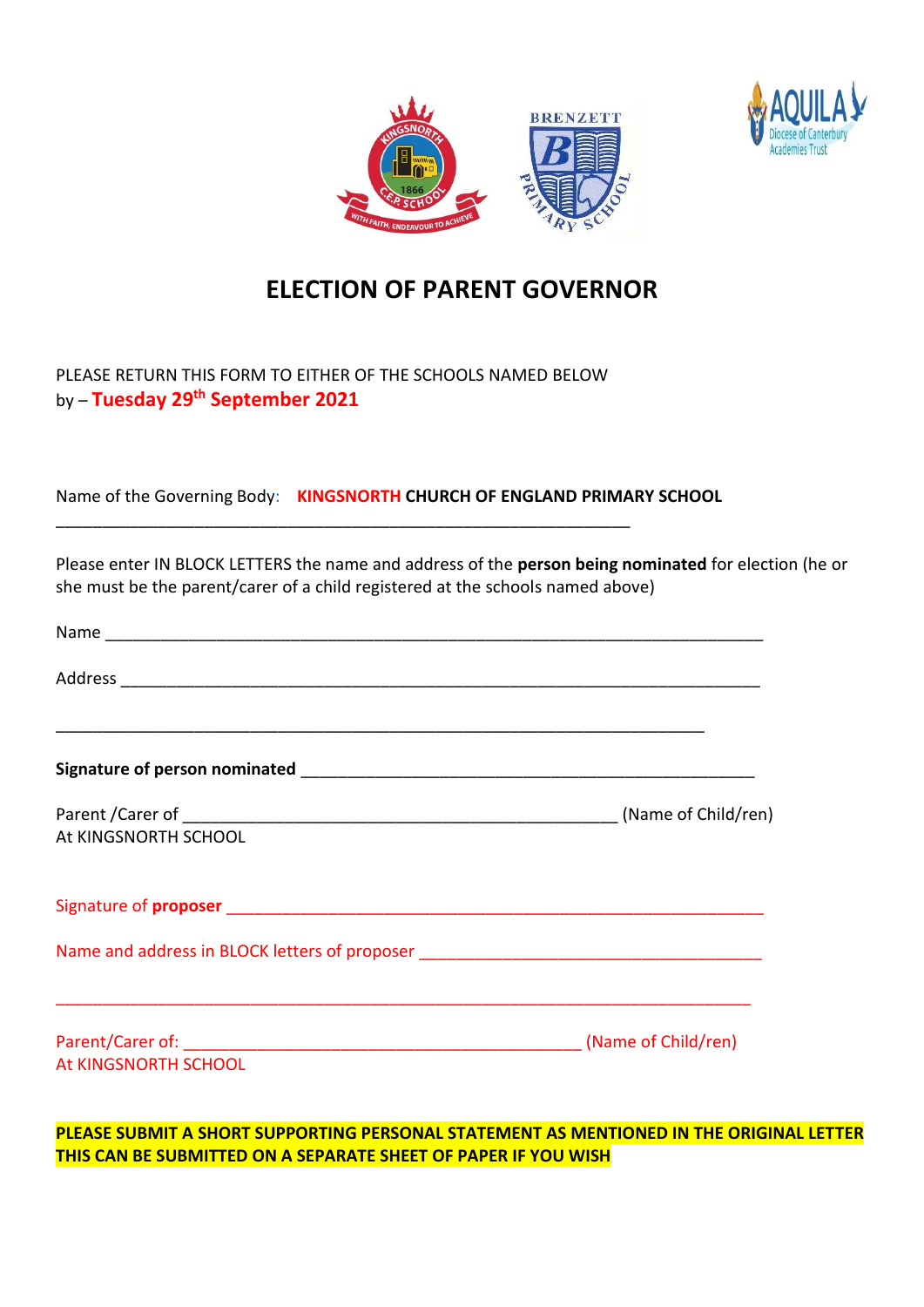# ELECTION OF PARENT GOVERNOR

PLEASE RETURN THIS FORM TO EITHER OF THE SCHOOLS NAMED BELOW
by – **Tuesday 29th September 2021**

Name of the Governing Body: **KINGSNORTH CHURCH OF ENGLAND PRIMARY SCHOOL**

_________________________________________________________________

Please enter IN BLOCK LETTERS the name and address of the **person being nominated** for election (he or she must be the parent/carer of a child registered at the schools named above)

Name ___________________________________________________________________________

Address _________________________________________________________________________

_________________________________________________________________________

**Signature of person nominated** ___________________________________________________

Parent /Carer of ________________________________________________ (Name of Child/ren)
At KINGSNORTH SCHOOL

Signature of **proposer** ____________________________________________________________

Name and address in BLOCK letters of proposer _______________________________________

_______________________________________________________________________________

Parent/Carer of: ____________________________________________ (Name of Child/ren)
At KINGSNORTH SCHOOL

**PLEASE SUBMIT A SHORT SUPPORTING PERSONAL STATEMENT AS MENTIONED IN THE ORIGINAL LETTER THIS CAN BE SUBMITTED ON A SEPARATE SHEET OF PAPER IF YOU WISH**